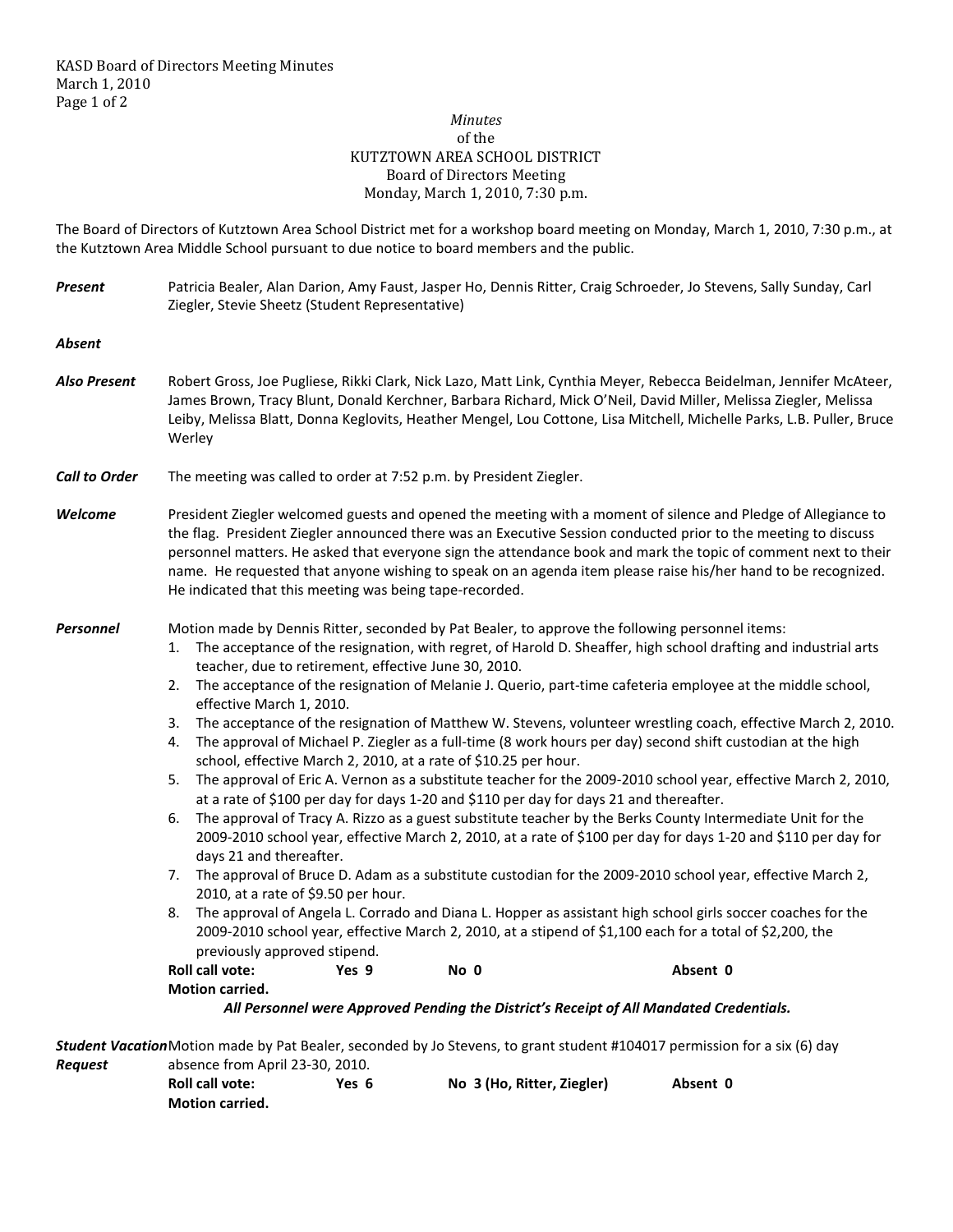*Minutes*
of the
KUTZTOWN AREA SCHOOL DISTRICT
Board of Directors Meeting
Monday, March 1, 2010, 7:30 p.m.

The Board of Directors of Kutztown Area School District met for a workshop board meeting on Monday, March 1, 2010, 7:30 p.m., at the Kutztown Area Middle School pursuant to due notice to board members and the public.

***Present*** Patricia Bealer, Alan Darion, Amy Faust, Jasper Ho, Dennis Ritter, Craig Schroeder, Jo Stevens, Sally Sunday, Carl Ziegler, Stevie Sheetz (Student Representative)

***Absent***

***Also Present*** Robert Gross, Joe Pugliese, Rikki Clark, Nick Lazo, Matt Link, Cynthia Meyer, Rebecca Beidelman, Jennifer McAteer, James Brown, Tracy Blunt, Donald Kerchner, Barbara Richard, Mick O'Neil, David Miller, Melissa Ziegler, Melissa Leiby, Melissa Blatt, Donna Keglovits, Heather Mengel, Lou Cottone, Lisa Mitchell, Michelle Parks, L.B. Puller, Bruce Werley

***Call to Order*** The meeting was called to order at 7:52 p.m. by President Ziegler.

***Welcome*** President Ziegler welcomed guests and opened the meeting with a moment of silence and Pledge of Allegiance to the flag. President Ziegler announced there was an Executive Session conducted prior to the meeting to discuss personnel matters. He asked that everyone sign the attendance book and mark the topic of comment next to their name. He requested that anyone wishing to speak on an agenda item please raise his/her hand to be recognized. He indicated that this meeting was being tape-recorded.

***Personnel*** Motion made by Dennis Ritter, seconded by Pat Bealer, to approve the following personnel items:

1. The acceptance of the resignation, with regret, of Harold D. Sheaffer, high school drafting and industrial arts teacher, due to retirement, effective June 30, 2010.
2. The acceptance of the resignation of Melanie J. Querio, part-time cafeteria employee at the middle school, effective March 1, 2010.
3. The acceptance of the resignation of Matthew W. Stevens, volunteer wrestling coach, effective March 2, 2010.
4. The approval of Michael P. Ziegler as a full-time (8 work hours per day) second shift custodian at the high school, effective March 2, 2010, at a rate of $10.25 per hour.
5. The approval of Eric A. Vernon as a substitute teacher for the 2009-2010 school year, effective March 2, 2010, at a rate of $100 per day for days 1-20 and $110 per day for days 21 and thereafter.
6. The approval of Tracy A. Rizzo as a guest substitute teacher by the Berks County Intermediate Unit for the 2009-2010 school year, effective March 2, 2010, at a rate of $100 per day for days 1-20 and $110 per day for days 21 and thereafter.
7. The approval of Bruce D. Adam as a substitute custodian for the 2009-2010 school year, effective March 2, 2010, at a rate of $9.50 per hour.
8. The approval of Angela L. Corrado and Diana L. Hopper as assistant high school girls soccer coaches for the 2009-2010 school year, effective March 2, 2010, at a stipend of $1,100 each for a total of $2,200, the previously approved stipend.

**Roll call vote:** **Yes 9** **No 0** **Absent 0**
**Motion carried.**

***All Personnel were Approved Pending the District's Receipt of All Mandated Credentials.***

***Student Vacation Request*** Motion made by Pat Bealer, seconded by Jo Stevens, to grant student #104017 permission for a six (6) day absence from April 23-30, 2010.

**Roll call vote:** **Yes 6** **No 3 (Ho, Ritter, Ziegler)** **Absent 0**
**Motion carried.**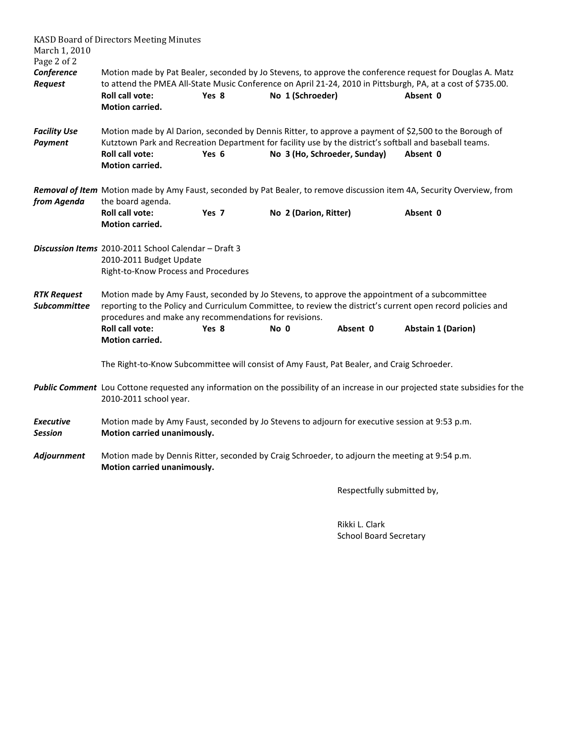***Conference Request***

Motion made by Pat Bealer, seconded by Jo Stevens, to approve the conference request for Douglas A. Matz to attend the PMEA All-State Music Conference on April 21-24, 2010 in Pittsburgh, PA, at a cost of $735.00.

**Roll call vote: Yes 8 No 1 (Schroeder) Absent 0**
**Motion carried.**

***Facility Use Payment***

Motion made by Al Darion, seconded by Dennis Ritter, to approve a payment of $2,500 to the Borough of Kutztown Park and Recreation Department for facility use by the district's softball and baseball teams.

**Roll call vote: Yes 6 No 3 (Ho, Schroeder, Sunday) Absent 0**
**Motion carried.**

***Removal of Item from Agenda***

Motion made by Amy Faust, seconded by Pat Bealer, to remove discussion item 4A, Security Overview, from the board agenda.

**Roll call vote: Yes 7 No 2 (Darion, Ritter) Absent 0**
**Motion carried.**

***Discussion Items***

2010-2011 School Calendar – Draft 3
2010-2011 Budget Update
Right-to-Know Process and Procedures

***RTK Request Subcommittee***

Motion made by Amy Faust, seconded by Jo Stevens, to approve the appointment of a subcommittee reporting to the Policy and Curriculum Committee, to review the district's current open record policies and procedures and make any recommendations for revisions.

**Roll call vote: Yes 8 No 0 Absent 0 Abstain 1 (Darion)**
**Motion carried.**

The Right-to-Know Subcommittee will consist of Amy Faust, Pat Bealer, and Craig Schroeder.

***Public Comment***

Lou Cottone requested any information on the possibility of an increase in our projected state subsidies for the 2010-2011 school year.

***Executive Session***

Motion made by Amy Faust, seconded by Jo Stevens to adjourn for executive session at 9:53 p.m.
**Motion carried unanimously.**

***Adjournment***

Motion made by Dennis Ritter, seconded by Craig Schroeder, to adjourn the meeting at 9:54 p.m.
**Motion carried unanimously.**

Respectfully submitted by,

Rikki L. Clark
School Board Secretary